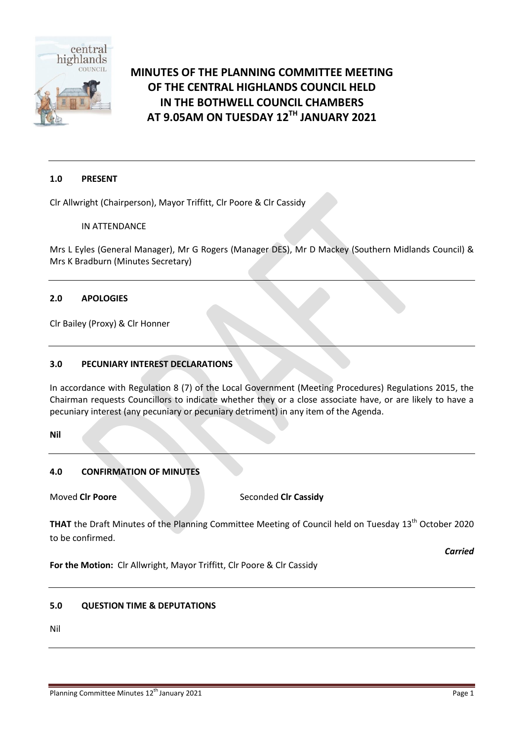# MINUTES OF THE PLANNING COMMITTEE MEETING OF THE CENTRAL HIGHLANDS COUNCIL HELD IN THE BOTHWELL COUNCIL CHAMBERS AT 9.05AM ON TUESDAY 12TH JANUARY 2021

## 1.0 PRESENT

Clr Allwright (Chairperson), Mayor Triffitt, Clr Poore & Clr Cassidy

IN ATTENDANCE

Mrs L Eyles (General Manager), Mr G Rogers (Manager DES), Mr D Mackey (Southern Midlands Council) & Mrs K Bradburn (Minutes Secretary)

## 2.0 APOLOGIES

Clr Bailey (Proxy) & Clr Honner

## 3.0 PECUNIARY INTEREST DECLARATIONS

In accordance with Regulation 8 (7) of the Local Government (Meeting Procedures) Regulations 2015, the Chairman requests Councillors to indicate whether they or a close associate have, or are likely to have a pecuniary interest (any pecuniary or pecuniary detriment) in any item of the Agenda.

**Nil**

## 4.0 CONFIRMATION OF MINUTES

Moved **Clr Poore** Seconded **Clr Cassidy**

**THAT** the Draft Minutes of the Planning Committee Meeting of Council held on Tuesday 13th October 2020 to be confirmed.

***Carried***

**For the Motion:** Clr Allwright, Mayor Triffitt, Clr Poore & Clr Cassidy

## 5.0 QUESTION TIME & DEPUTATIONS

Nil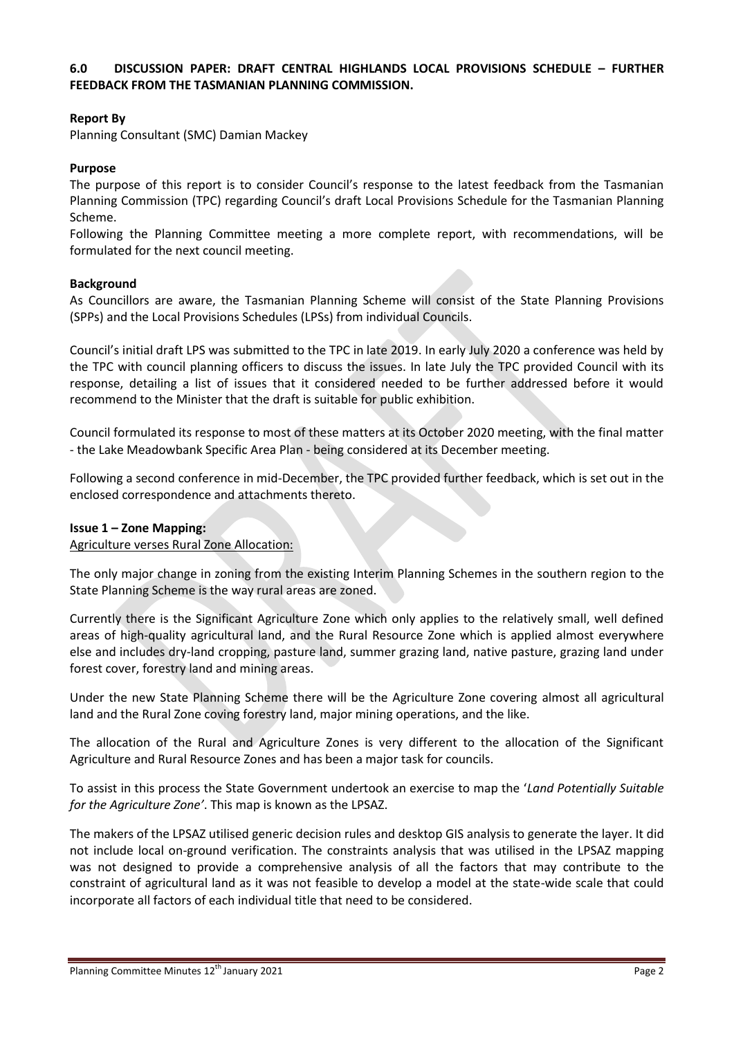## 6.0 DISCUSSION PAPER: DRAFT CENTRAL HIGHLANDS LOCAL PROVISIONS SCHEDULE – FURTHER FEEDBACK FROM THE TASMANIAN PLANNING COMMISSION.

**Report By**

Planning Consultant (SMC) Damian Mackey

**Purpose**

The purpose of this report is to consider Council's response to the latest feedback from the Tasmanian Planning Commission (TPC) regarding Council's draft Local Provisions Schedule for the Tasmanian Planning Scheme.

Following the Planning Committee meeting a more complete report, with recommendations, will be formulated for the next council meeting.

**Background**

As Councillors are aware, the Tasmanian Planning Scheme will consist of the State Planning Provisions (SPPs) and the Local Provisions Schedules (LPSs) from individual Councils.

Council's initial draft LPS was submitted to the TPC in late 2019. In early July 2020 a conference was held by the TPC with council planning officers to discuss the issues. In late July the TPC provided Council with its response, detailing a list of issues that it considered needed to be further addressed before it would recommend to the Minister that the draft is suitable for public exhibition.

Council formulated its response to most of these matters at its October 2020 meeting, with the final matter - the Lake Meadowbank Specific Area Plan - being considered at its December meeting.

Following a second conference in mid-December, the TPC provided further feedback, which is set out in the enclosed correspondence and attachments thereto.

**Issue 1 – Zone Mapping:**

Agriculture verses Rural Zone Allocation:

The only major change in zoning from the existing Interim Planning Schemes in the southern region to the State Planning Scheme is the way rural areas are zoned.

Currently there is the Significant Agriculture Zone which only applies to the relatively small, well defined areas of high-quality agricultural land, and the Rural Resource Zone which is applied almost everywhere else and includes dry-land cropping, pasture land, summer grazing land, native pasture, grazing land under forest cover, forestry land and mining areas.

Under the new State Planning Scheme there will be the Agriculture Zone covering almost all agricultural land and the Rural Zone coving forestry land, major mining operations, and the like.

The allocation of the Rural and Agriculture Zones is very different to the allocation of the Significant Agriculture and Rural Resource Zones and has been a major task for councils.

To assist in this process the State Government undertook an exercise to map the '*Land Potentially Suitable for the Agriculture Zone'*. This map is known as the LPSAZ.

The makers of the LPSAZ utilised generic decision rules and desktop GIS analysis to generate the layer. It did not include local on-ground verification. The constraints analysis that was utilised in the LPSAZ mapping was not designed to provide a comprehensive analysis of all the factors that may contribute to the constraint of agricultural land as it was not feasible to develop a model at the state-wide scale that could incorporate all factors of each individual title that need to be considered.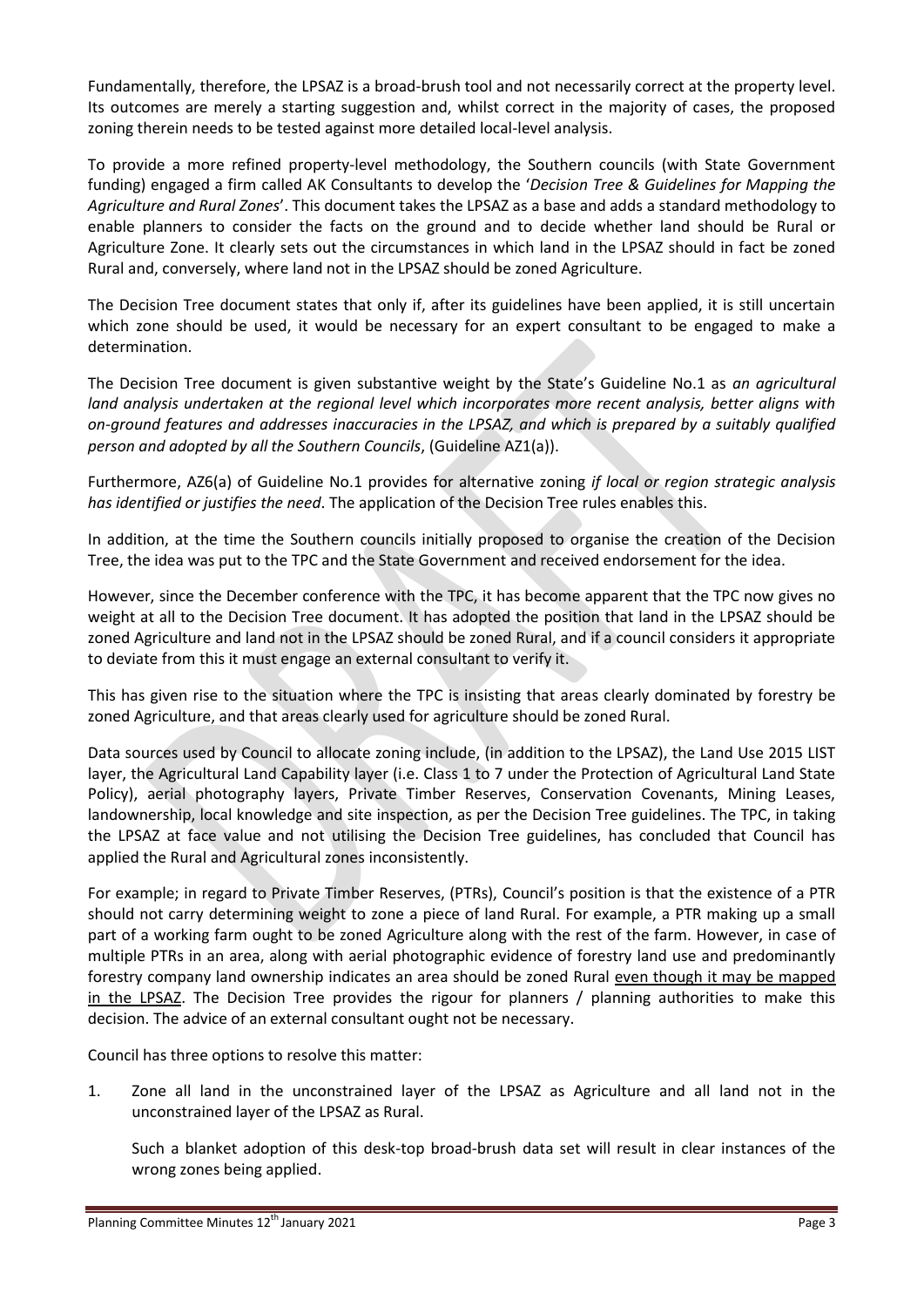Fundamentally, therefore, the LPSAZ is a broad-brush tool and not necessarily correct at the property level. Its outcomes are merely a starting suggestion and, whilst correct in the majority of cases, the proposed zoning therein needs to be tested against more detailed local-level analysis.

To provide a more refined property-level methodology, the Southern councils (with State Government funding) engaged a firm called AK Consultants to develop the '*Decision Tree & Guidelines for Mapping the Agriculture and Rural Zones*'. This document takes the LPSAZ as a base and adds a standard methodology to enable planners to consider the facts on the ground and to decide whether land should be Rural or Agriculture Zone. It clearly sets out the circumstances in which land in the LPSAZ should in fact be zoned Rural and, conversely, where land not in the LPSAZ should be zoned Agriculture.

The Decision Tree document states that only if, after its guidelines have been applied, it is still uncertain which zone should be used, it would be necessary for an expert consultant to be engaged to make a determination.

The Decision Tree document is given substantive weight by the State's Guideline No.1 as *an agricultural land analysis undertaken at the regional level which incorporates more recent analysis, better aligns with on-ground features and addresses inaccuracies in the LPSAZ, and which is prepared by a suitably qualified person and adopted by all the Southern Councils*, (Guideline AZ1(a)).

Furthermore, AZ6(a) of Guideline No.1 provides for alternative zoning *if local or region strategic analysis has identified or justifies the need*. The application of the Decision Tree rules enables this.

In addition, at the time the Southern councils initially proposed to organise the creation of the Decision Tree, the idea was put to the TPC and the State Government and received endorsement for the idea.

However, since the December conference with the TPC, it has become apparent that the TPC now gives no weight at all to the Decision Tree document. It has adopted the position that land in the LPSAZ should be zoned Agriculture and land not in the LPSAZ should be zoned Rural, and if a council considers it appropriate to deviate from this it must engage an external consultant to verify it.

This has given rise to the situation where the TPC is insisting that areas clearly dominated by forestry be zoned Agriculture, and that areas clearly used for agriculture should be zoned Rural.

Data sources used by Council to allocate zoning include, (in addition to the LPSAZ), the Land Use 2015 LIST layer, the Agricultural Land Capability layer (i.e. Class 1 to 7 under the Protection of Agricultural Land State Policy), aerial photography layers, Private Timber Reserves, Conservation Covenants, Mining Leases, landownership, local knowledge and site inspection, as per the Decision Tree guidelines. The TPC, in taking the LPSAZ at face value and not utilising the Decision Tree guidelines, has concluded that Council has applied the Rural and Agricultural zones inconsistently.

For example; in regard to Private Timber Reserves, (PTRs), Council's position is that the existence of a PTR should not carry determining weight to zone a piece of land Rural. For example, a PTR making up a small part of a working farm ought to be zoned Agriculture along with the rest of the farm. However, in case of multiple PTRs in an area, along with aerial photographic evidence of forestry land use and predominantly forestry company land ownership indicates an area should be zoned Rural <u>even though it may be mapped in the LPSAZ</u>. The Decision Tree provides the rigour for planners / planning authorities to make this decision. The advice of an external consultant ought not be necessary.

Council has three options to resolve this matter:

1. Zone all land in the unconstrained layer of the LPSAZ as Agriculture and all land not in the unconstrained layer of the LPSAZ as Rural.

   Such a blanket adoption of this desk-top broad-brush data set will result in clear instances of the wrong zones being applied.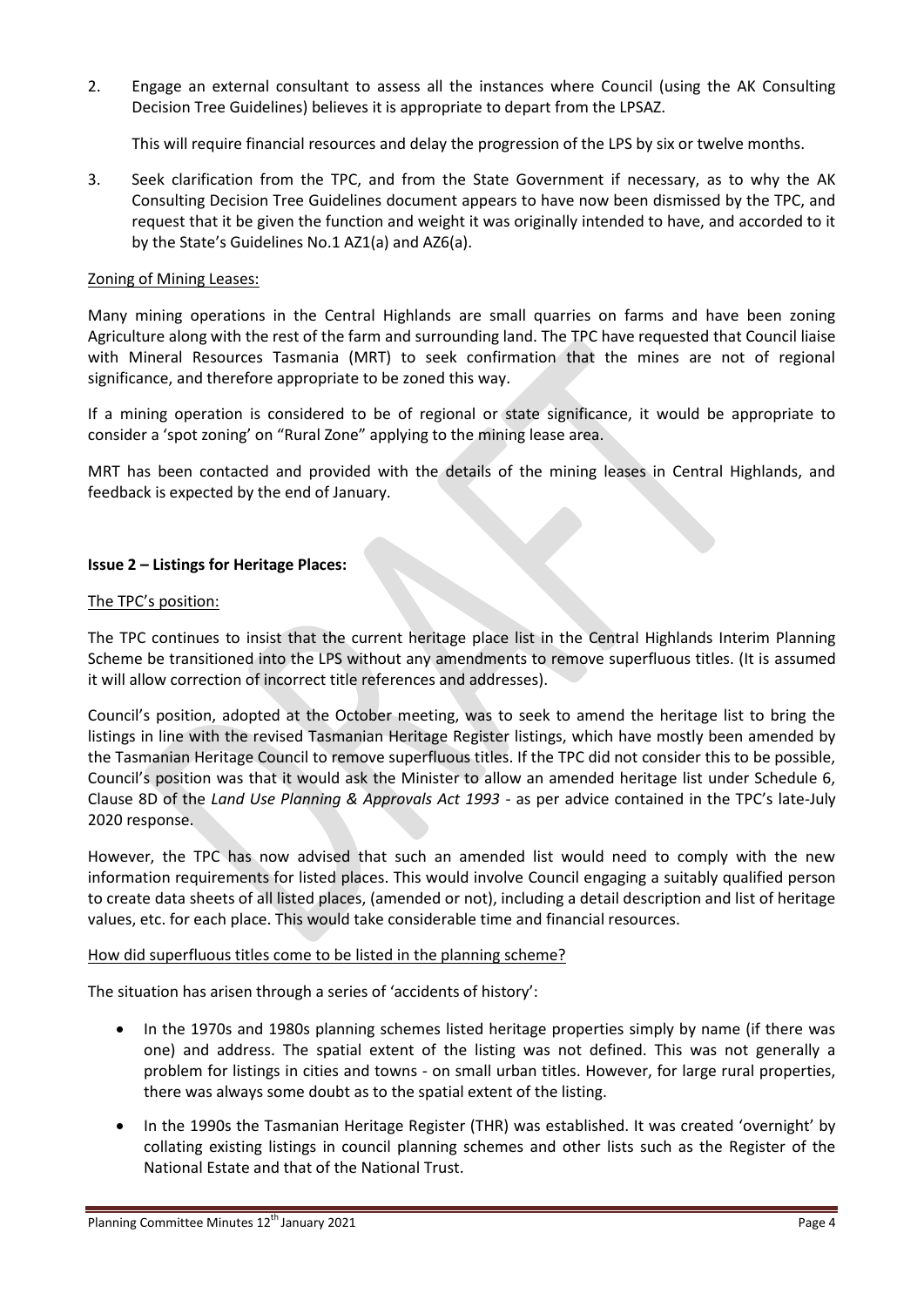2. Engage an external consultant to assess all the instances where Council (using the AK Consulting Decision Tree Guidelines) believes it is appropriate to depart from the LPSAZ.

   This will require financial resources and delay the progression of the LPS by six or twelve months.

3. Seek clarification from the TPC, and from the State Government if necessary, as to why the AK Consulting Decision Tree Guidelines document appears to have now been dismissed by the TPC, and request that it be given the function and weight it was originally intended to have, and accorded to it by the State's Guidelines No.1 AZ1(a) and AZ6(a).

<u>Zoning of Mining Leases:</u>

Many mining operations in the Central Highlands are small quarries on farms and have been zoning Agriculture along with the rest of the farm and surrounding land. The TPC have requested that Council liaise with Mineral Resources Tasmania (MRT) to seek confirmation that the mines are not of regional significance, and therefore appropriate to be zoned this way.

If a mining operation is considered to be of regional or state significance, it would be appropriate to consider a 'spot zoning' on "Rural Zone" applying to the mining lease area.

MRT has been contacted and provided with the details of the mining leases in Central Highlands, and feedback is expected by the end of January.

**Issue 2 – Listings for Heritage Places:**

<u>The TPC's position:</u>

The TPC continues to insist that the current heritage place list in the Central Highlands Interim Planning Scheme be transitioned into the LPS without any amendments to remove superfluous titles. (It is assumed it will allow correction of incorrect title references and addresses).

Council's position, adopted at the October meeting, was to seek to amend the heritage list to bring the listings in line with the revised Tasmanian Heritage Register listings, which have mostly been amended by the Tasmanian Heritage Council to remove superfluous titles. If the TPC did not consider this to be possible, Council's position was that it would ask the Minister to allow an amended heritage list under Schedule 6, Clause 8D of the *Land Use Planning & Approvals Act 1993* - as per advice contained in the TPC's late-July 2020 response.

However, the TPC has now advised that such an amended list would need to comply with the new information requirements for listed places. This would involve Council engaging a suitably qualified person to create data sheets of all listed places, (amended or not), including a detail description and list of heritage values, etc. for each place. This would take considerable time and financial resources.

<u>How did superfluous titles come to be listed in the planning scheme?</u>

The situation has arisen through a series of 'accidents of history':

- In the 1970s and 1980s planning schemes listed heritage properties simply by name (if there was one) and address. The spatial extent of the listing was not defined. This was not generally a problem for listings in cities and towns - on small urban titles. However, for large rural properties, there was always some doubt as to the spatial extent of the listing.
- In the 1990s the Tasmanian Heritage Register (THR) was established. It was created 'overnight' by collating existing listings in council planning schemes and other lists such as the Register of the National Estate and that of the National Trust.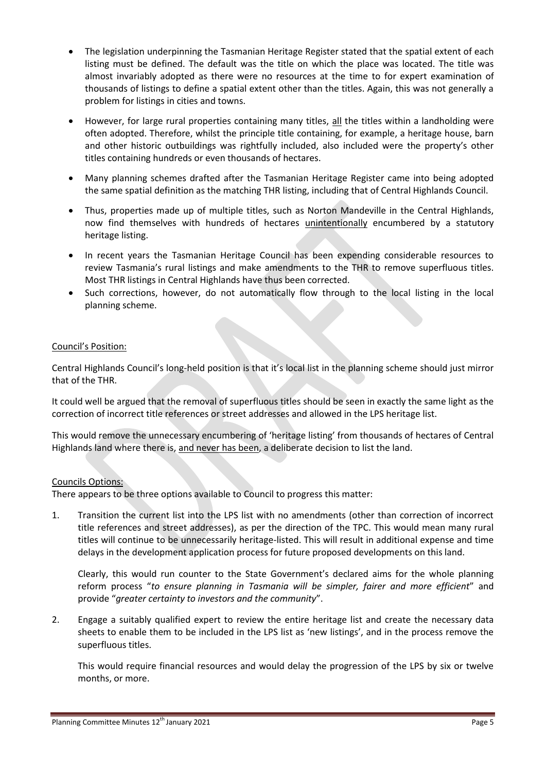- The legislation underpinning the Tasmanian Heritage Register stated that the spatial extent of each listing must be defined. The default was the title on which the place was located. The title was almost invariably adopted as there were no resources at the time to for expert examination of thousands of listings to define a spatial extent other than the titles. Again, this was not generally a problem for listings in cities and towns.
- However, for large rural properties containing many titles, all the titles within a landholding were often adopted. Therefore, whilst the principle title containing, for example, a heritage house, barn and other historic outbuildings was rightfully included, also included were the property's other titles containing hundreds or even thousands of hectares.
- Many planning schemes drafted after the Tasmanian Heritage Register came into being adopted the same spatial definition as the matching THR listing, including that of Central Highlands Council.
- Thus, properties made up of multiple titles, such as Norton Mandeville in the Central Highlands, now find themselves with hundreds of hectares unintentionally encumbered by a statutory heritage listing.
- In recent years the Tasmanian Heritage Council has been expending considerable resources to review Tasmania's rural listings and make amendments to the THR to remove superfluous titles. Most THR listings in Central Highlands have thus been corrected.
- Such corrections, however, do not automatically flow through to the local listing in the local planning scheme.

Council's Position:

Central Highlands Council's long-held position is that it's local list in the planning scheme should just mirror that of the THR.

It could well be argued that the removal of superfluous titles should be seen in exactly the same light as the correction of incorrect title references or street addresses and allowed in the LPS heritage list.

This would remove the unnecessary encumbering of 'heritage listing' from thousands of hectares of Central Highlands land where there is, and never has been, a deliberate decision to list the land.

Councils Options:

There appears to be three options available to Council to progress this matter:

1. Transition the current list into the LPS list with no amendments (other than correction of incorrect title references and street addresses), as per the direction of the TPC. This would mean many rural titles will continue to be unnecessarily heritage-listed. This will result in additional expense and time delays in the development application process for future proposed developments on this land.

   Clearly, this would run counter to the State Government's declared aims for the whole planning reform process "*to ensure planning in Tasmania will be simpler, fairer and more efficient*" and provide "*greater certainty to investors and the community*".

2. Engage a suitably qualified expert to review the entire heritage list and create the necessary data sheets to enable them to be included in the LPS list as 'new listings', and in the process remove the superfluous titles.

   This would require financial resources and would delay the progression of the LPS by six or twelve months, or more.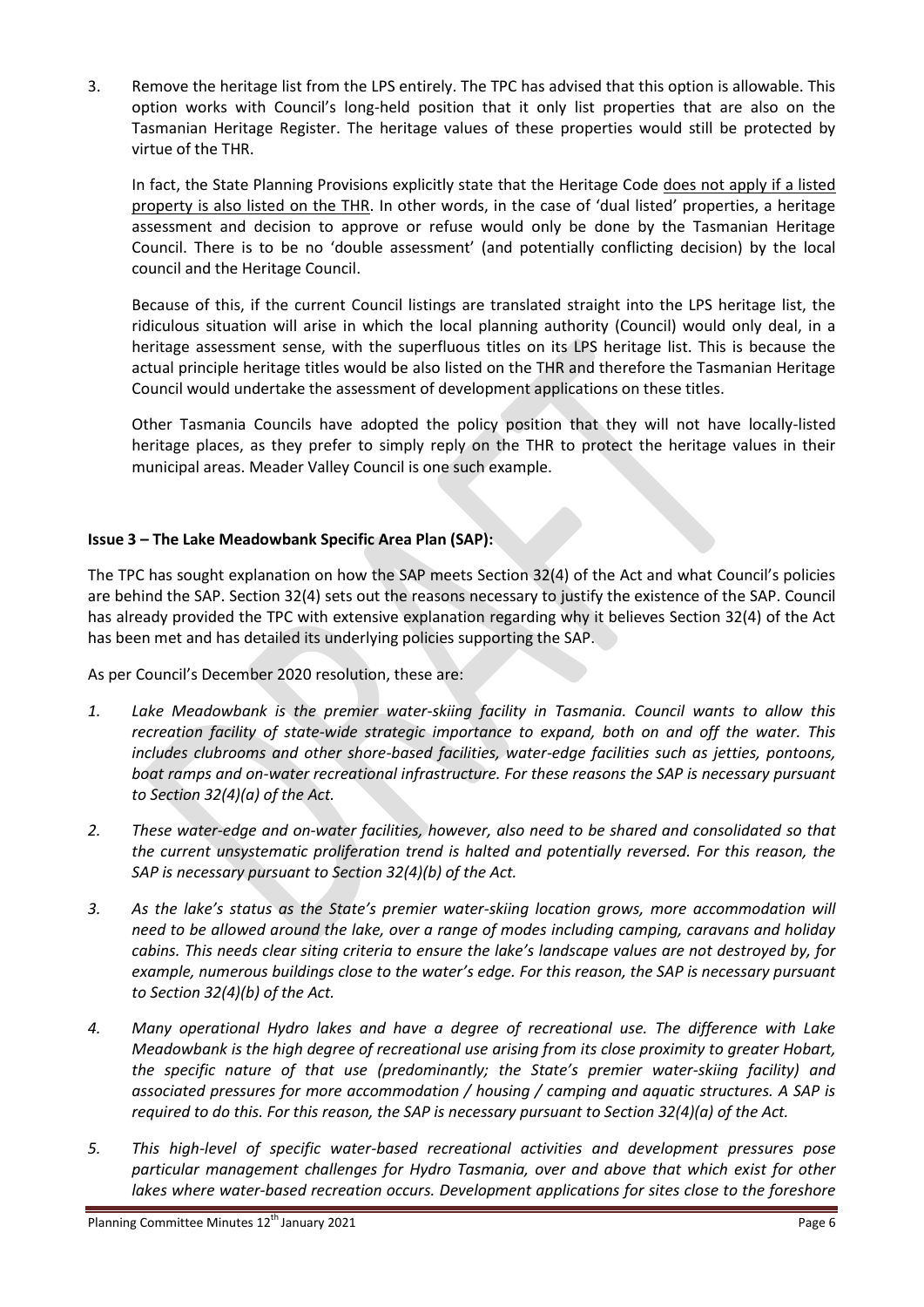3. Remove the heritage list from the LPS entirely. The TPC has advised that this option is allowable. This option works with Council's long-held position that it only list properties that are also on the Tasmanian Heritage Register. The heritage values of these properties would still be protected by virtue of the THR.

   In fact, the State Planning Provisions explicitly state that the Heritage Code <u>does not apply if a listed property is also listed on the THR</u>. In other words, in the case of 'dual listed' properties, a heritage assessment and decision to approve or refuse would only be done by the Tasmanian Heritage Council. There is to be no 'double assessment' (and potentially conflicting decision) by the local council and the Heritage Council.

   Because of this, if the current Council listings are translated straight into the LPS heritage list, the ridiculous situation will arise in which the local planning authority (Council) would only deal, in a heritage assessment sense, with the superfluous titles on its LPS heritage list. This is because the actual principle heritage titles would be also listed on the THR and therefore the Tasmanian Heritage Council would undertake the assessment of development applications on these titles.

   Other Tasmania Councils have adopted the policy position that they will not have locally-listed heritage places, as they prefer to simply reply on the THR to protect the heritage values in their municipal areas. Meader Valley Council is one such example.

**Issue 3 – The Lake Meadowbank Specific Area Plan (SAP):**

The TPC has sought explanation on how the SAP meets Section 32(4) of the Act and what Council's policies are behind the SAP. Section 32(4) sets out the reasons necessary to justify the existence of the SAP. Council has already provided the TPC with extensive explanation regarding why it believes Section 32(4) of the Act has been met and has detailed its underlying policies supporting the SAP.

As per Council's December 2020 resolution, these are:

1. *Lake Meadowbank is the premier water-skiing facility in Tasmania. Council wants to allow this recreation facility of state-wide strategic importance to expand, both on and off the water. This includes clubrooms and other shore-based facilities, water-edge facilities such as jetties, pontoons, boat ramps and on-water recreational infrastructure. For these reasons the SAP is necessary pursuant to Section 32(4)(a) of the Act.*

2. *These water-edge and on-water facilities, however, also need to be shared and consolidated so that the current unsystematic proliferation trend is halted and potentially reversed. For this reason, the SAP is necessary pursuant to Section 32(4)(b) of the Act.*

3. *As the lake's status as the State's premier water-skiing location grows, more accommodation will need to be allowed around the lake, over a range of modes including camping, caravans and holiday cabins. This needs clear siting criteria to ensure the lake's landscape values are not destroyed by, for example, numerous buildings close to the water's edge. For this reason, the SAP is necessary pursuant to Section 32(4)(b) of the Act.*

4. *Many operational Hydro lakes and have a degree of recreational use. The difference with Lake Meadowbank is the high degree of recreational use arising from its close proximity to greater Hobart, the specific nature of that use (predominantly; the State's premier water-skiing facility) and associated pressures for more accommodation / housing / camping and aquatic structures. A SAP is required to do this. For this reason, the SAP is necessary pursuant to Section 32(4)(a) of the Act.*

5. *This high-level of specific water-based recreational activities and development pressures pose particular management challenges for Hydro Tasmania, over and above that which exist for other lakes where water-based recreation occurs. Development applications for sites close to the foreshore*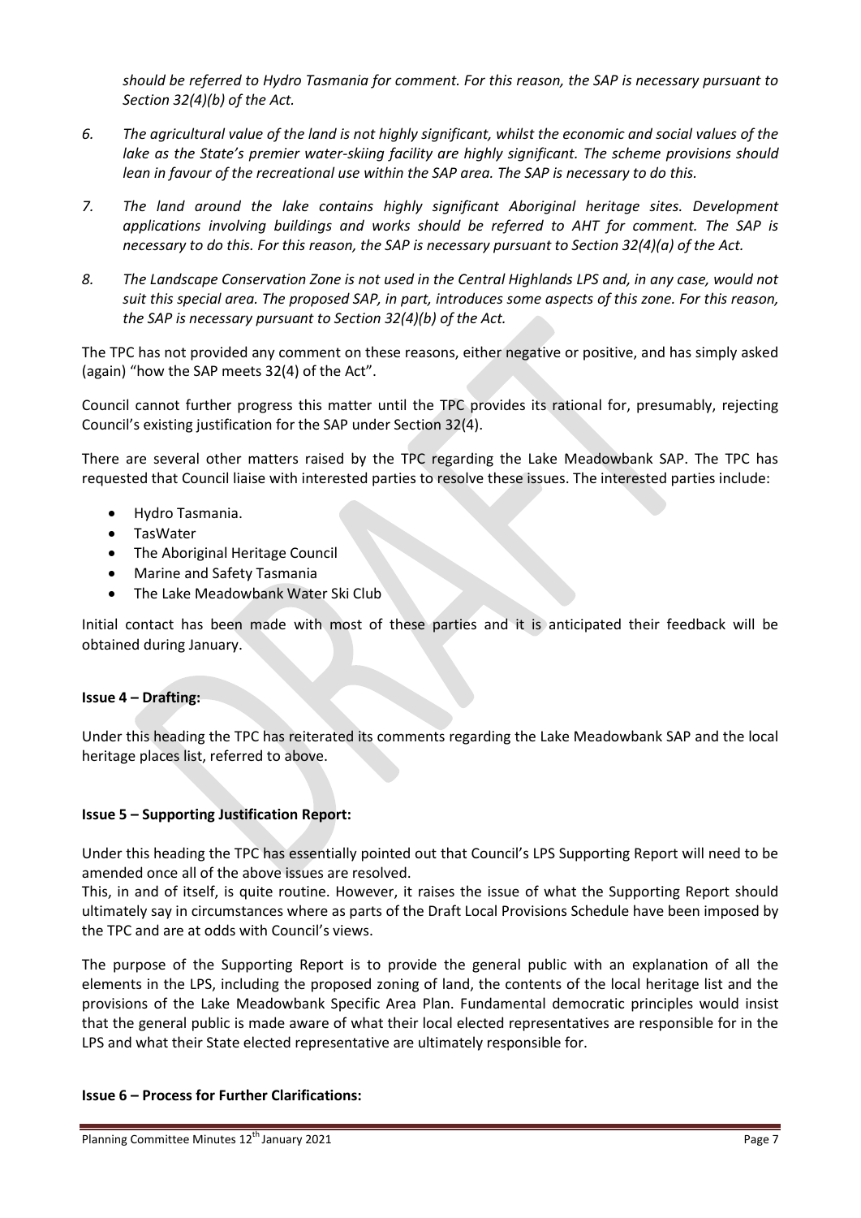*should be referred to Hydro Tasmania for comment. For this reason, the SAP is necessary pursuant to Section 32(4)(b) of the Act.*

6. *The agricultural value of the land is not highly significant, whilst the economic and social values of the lake as the State's premier water-skiing facility are highly significant. The scheme provisions should lean in favour of the recreational use within the SAP area. The SAP is necessary to do this.*
7. *The land around the lake contains highly significant Aboriginal heritage sites. Development applications involving buildings and works should be referred to AHT for comment. The SAP is necessary to do this. For this reason, the SAP is necessary pursuant to Section 32(4)(a) of the Act.*
8. *The Landscape Conservation Zone is not used in the Central Highlands LPS and, in any case, would not suit this special area. The proposed SAP, in part, introduces some aspects of this zone. For this reason, the SAP is necessary pursuant to Section 32(4)(b) of the Act.*

The TPC has not provided any comment on these reasons, either negative or positive, and has simply asked (again) "how the SAP meets 32(4) of the Act".

Council cannot further progress this matter until the TPC provides its rational for, presumably, rejecting Council's existing justification for the SAP under Section 32(4).

There are several other matters raised by the TPC regarding the Lake Meadowbank SAP. The TPC has requested that Council liaise with interested parties to resolve these issues. The interested parties include:

- Hydro Tasmania.
- TasWater
- The Aboriginal Heritage Council
- Marine and Safety Tasmania
- The Lake Meadowbank Water Ski Club

Initial contact has been made with most of these parties and it is anticipated their feedback will be obtained during January.

**Issue 4 – Drafting:**

Under this heading the TPC has reiterated its comments regarding the Lake Meadowbank SAP and the local heritage places list, referred to above.

**Issue 5 – Supporting Justification Report:**

Under this heading the TPC has essentially pointed out that Council's LPS Supporting Report will need to be amended once all of the above issues are resolved.

This, in and of itself, is quite routine. However, it raises the issue of what the Supporting Report should ultimately say in circumstances where as parts of the Draft Local Provisions Schedule have been imposed by the TPC and are at odds with Council's views.

The purpose of the Supporting Report is to provide the general public with an explanation of all the elements in the LPS, including the proposed zoning of land, the contents of the local heritage list and the provisions of the Lake Meadowbank Specific Area Plan. Fundamental democratic principles would insist that the general public is made aware of what their local elected representatives are responsible for in the LPS and what their State elected representative are ultimately responsible for.

**Issue 6 – Process for Further Clarifications:**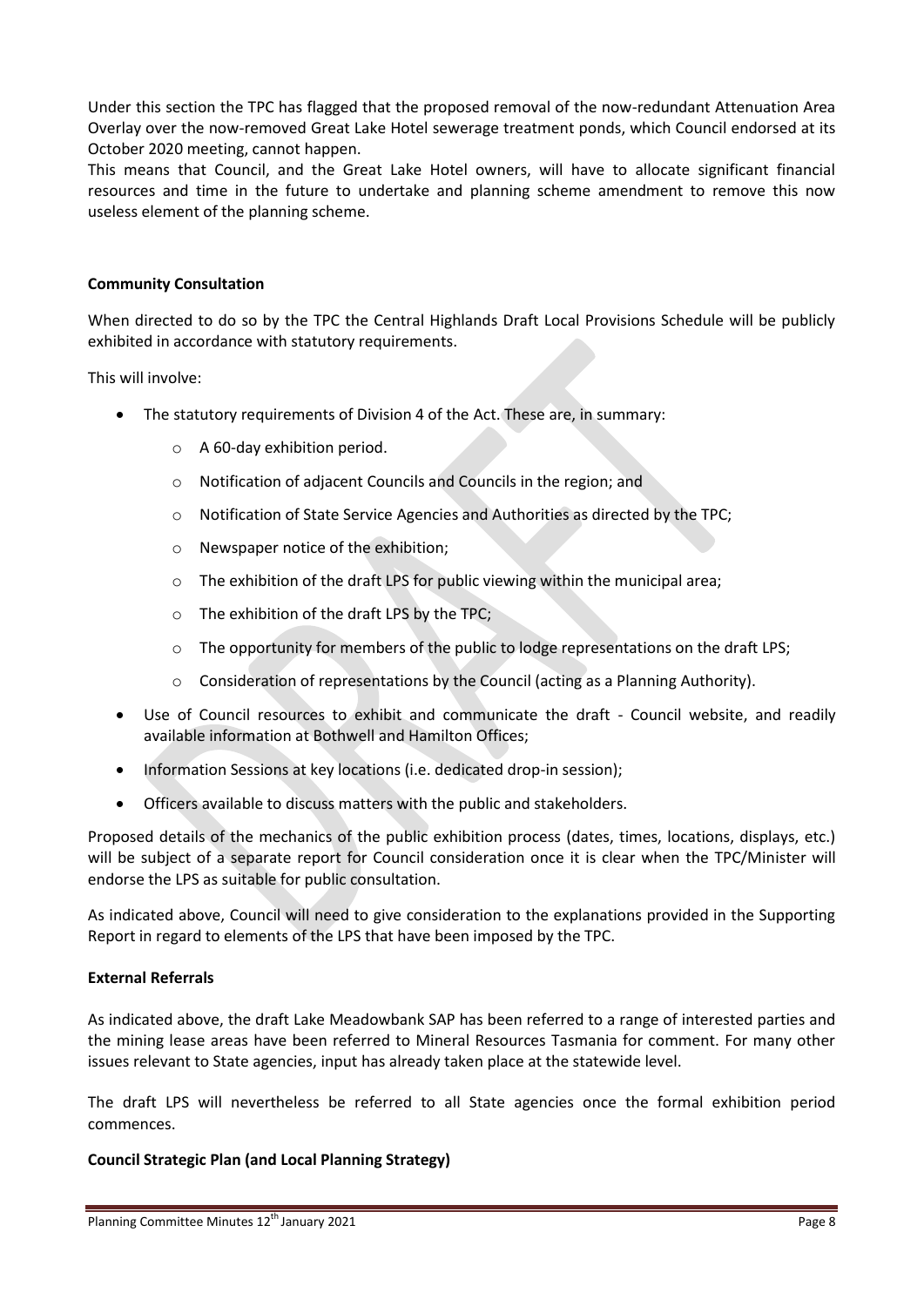Under this section the TPC has flagged that the proposed removal of the now-redundant Attenuation Area Overlay over the now-removed Great Lake Hotel sewerage treatment ponds, which Council endorsed at its October 2020 meeting, cannot happen.

This means that Council, and the Great Lake Hotel owners, will have to allocate significant financial resources and time in the future to undertake and planning scheme amendment to remove this now useless element of the planning scheme.

**Community Consultation**

When directed to do so by the TPC the Central Highlands Draft Local Provisions Schedule will be publicly exhibited in accordance with statutory requirements.

This will involve:

- The statutory requirements of Division 4 of the Act. These are, in summary:
  - A 60-day exhibition period.
  - Notification of adjacent Councils and Councils in the region; and
  - Notification of State Service Agencies and Authorities as directed by the TPC;
  - Newspaper notice of the exhibition;
  - The exhibition of the draft LPS for public viewing within the municipal area;
  - The exhibition of the draft LPS by the TPC;
  - The opportunity for members of the public to lodge representations on the draft LPS;
  - Consideration of representations by the Council (acting as a Planning Authority).
- Use of Council resources to exhibit and communicate the draft - Council website, and readily available information at Bothwell and Hamilton Offices;
- Information Sessions at key locations (i.e. dedicated drop-in session);
- Officers available to discuss matters with the public and stakeholders.

Proposed details of the mechanics of the public exhibition process (dates, times, locations, displays, etc.) will be subject of a separate report for Council consideration once it is clear when the TPC/Minister will endorse the LPS as suitable for public consultation.

As indicated above, Council will need to give consideration to the explanations provided in the Supporting Report in regard to elements of the LPS that have been imposed by the TPC.

**External Referrals**

As indicated above, the draft Lake Meadowbank SAP has been referred to a range of interested parties and the mining lease areas have been referred to Mineral Resources Tasmania for comment. For many other issues relevant to State agencies, input has already taken place at the statewide level.

The draft LPS will nevertheless be referred to all State agencies once the formal exhibition period commences.

**Council Strategic Plan (and Local Planning Strategy)**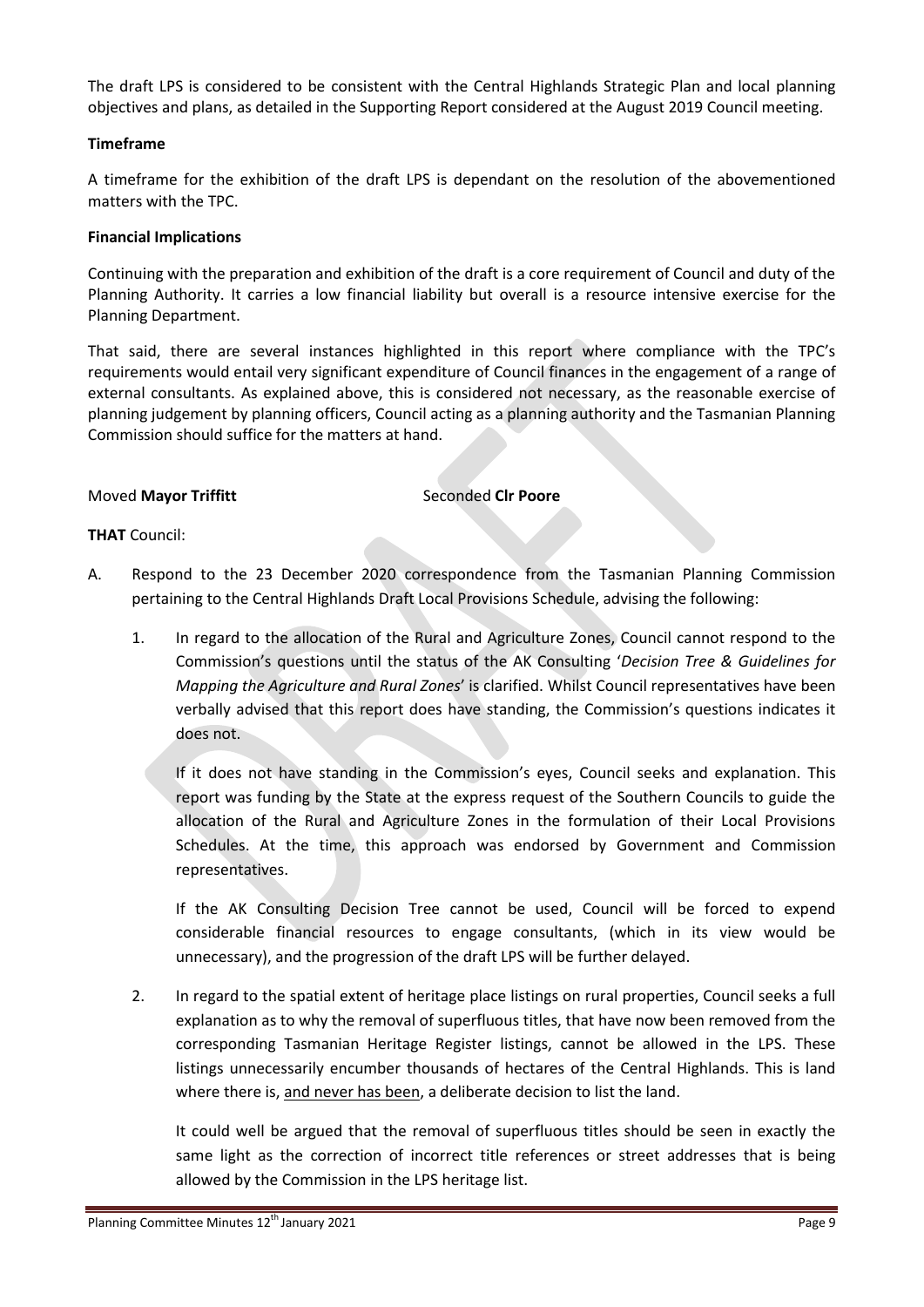The draft LPS is considered to be consistent with the Central Highlands Strategic Plan and local planning objectives and plans, as detailed in the Supporting Report considered at the August 2019 Council meeting.

**Timeframe**

A timeframe for the exhibition of the draft LPS is dependant on the resolution of the abovementioned matters with the TPC.

**Financial Implications**

Continuing with the preparation and exhibition of the draft is a core requirement of Council and duty of the Planning Authority. It carries a low financial liability but overall is a resource intensive exercise for the Planning Department.

That said, there are several instances highlighted in this report where compliance with the TPC's requirements would entail very significant expenditure of Council finances in the engagement of a range of external consultants. As explained above, this is considered not necessary, as the reasonable exercise of planning judgement by planning officers, Council acting as a planning authority and the Tasmanian Planning Commission should suffice for the matters at hand.

Moved **Mayor Triffitt** Seconded **Clr Poore**

**THAT** Council:

A. Respond to the 23 December 2020 correspondence from the Tasmanian Planning Commission pertaining to the Central Highlands Draft Local Provisions Schedule, advising the following:

   1. In regard to the allocation of the Rural and Agriculture Zones, Council cannot respond to the Commission's questions until the status of the AK Consulting '*Decision Tree & Guidelines for Mapping the Agriculture and Rural Zones*' is clarified. Whilst Council representatives have been verbally advised that this report does have standing, the Commission's questions indicates it does not.

      If it does not have standing in the Commission's eyes, Council seeks and explanation. This report was funding by the State at the express request of the Southern Councils to guide the allocation of the Rural and Agriculture Zones in the formulation of their Local Provisions Schedules. At the time, this approach was endorsed by Government and Commission representatives.

      If the AK Consulting Decision Tree cannot be used, Council will be forced to expend considerable financial resources to engage consultants, (which in its view would be unnecessary), and the progression of the draft LPS will be further delayed.

   2. In regard to the spatial extent of heritage place listings on rural properties, Council seeks a full explanation as to why the removal of superfluous titles, that have now been removed from the corresponding Tasmanian Heritage Register listings, cannot be allowed in the LPS. These listings unnecessarily encumber thousands of hectares of the Central Highlands. This is land where there is, <u>and never has been</u>, a deliberate decision to list the land.

      It could well be argued that the removal of superfluous titles should be seen in exactly the same light as the correction of incorrect title references or street addresses that is being allowed by the Commission in the LPS heritage list.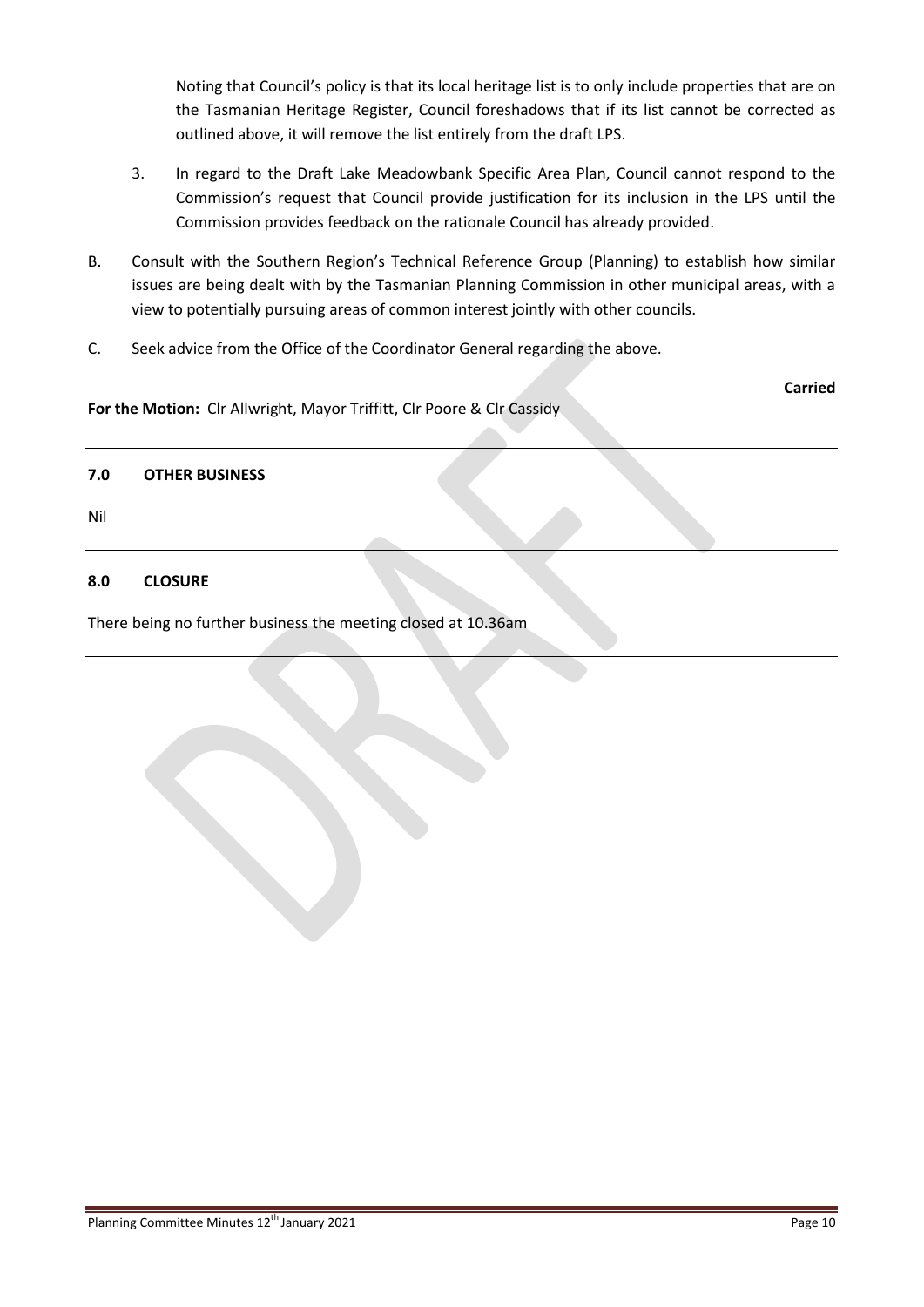Noting that Council's policy is that its local heritage list is to only include properties that are on the Tasmanian Heritage Register, Council foreshadows that if its list cannot be corrected as outlined above, it will remove the list entirely from the draft LPS.

3. In regard to the Draft Lake Meadowbank Specific Area Plan, Council cannot respond to the Commission's request that Council provide justification for its inclusion in the LPS until the Commission provides feedback on the rationale Council has already provided.

B. Consult with the Southern Region's Technical Reference Group (Planning) to establish how similar issues are being dealt with by the Tasmanian Planning Commission in other municipal areas, with a view to potentially pursuing areas of common interest jointly with other councils.

C. Seek advice from the Office of the Coordinator General regarding the above.

**Carried**

**For the Motion:** Clr Allwright, Mayor Triffitt, Clr Poore & Clr Cassidy

---

## 7.0 OTHER BUSINESS

Nil

---

## 8.0 CLOSURE

There being no further business the meeting closed at 10.36am

---